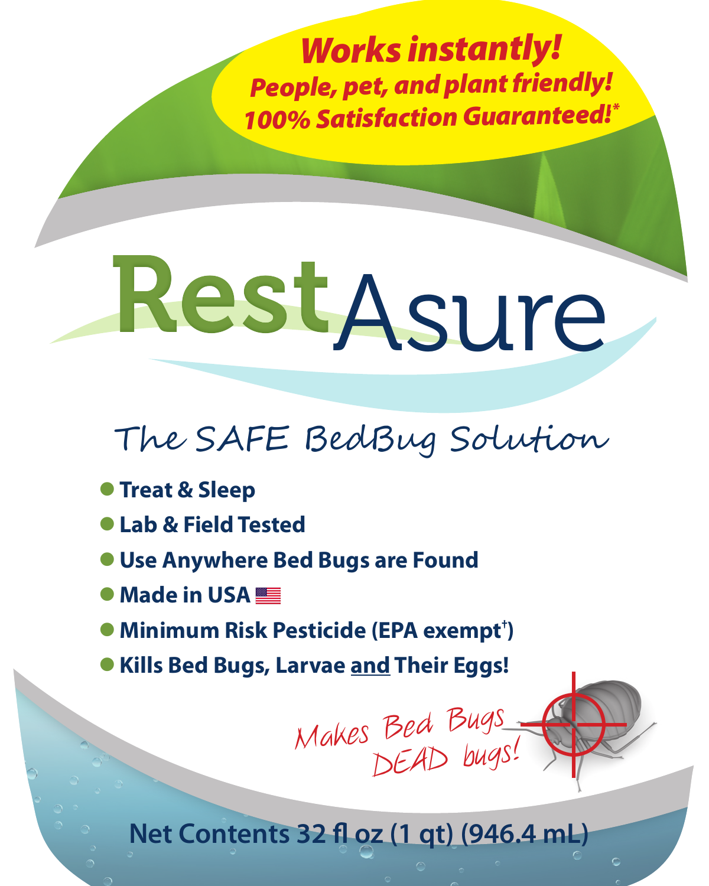**Works instantly!**
**People, pet, and plant friendly!**
**100% Satisfaction Guaranteed!***

# RestAsure

## The SAFE BedBug Solution

- **Treat & Sleep**
- **Lab & Field Tested**
- **Use Anywhere Bed Bugs are Found**
- **Made in USA**
- **Minimum Risk Pesticide (EPA exempt†)**
- **Kills Bed Bugs, Larvae and Their Eggs!**

*Makes Bed Bugs DEAD bugs!*

**Net Contents 32 fl oz (1 qt) (946.4 mL)**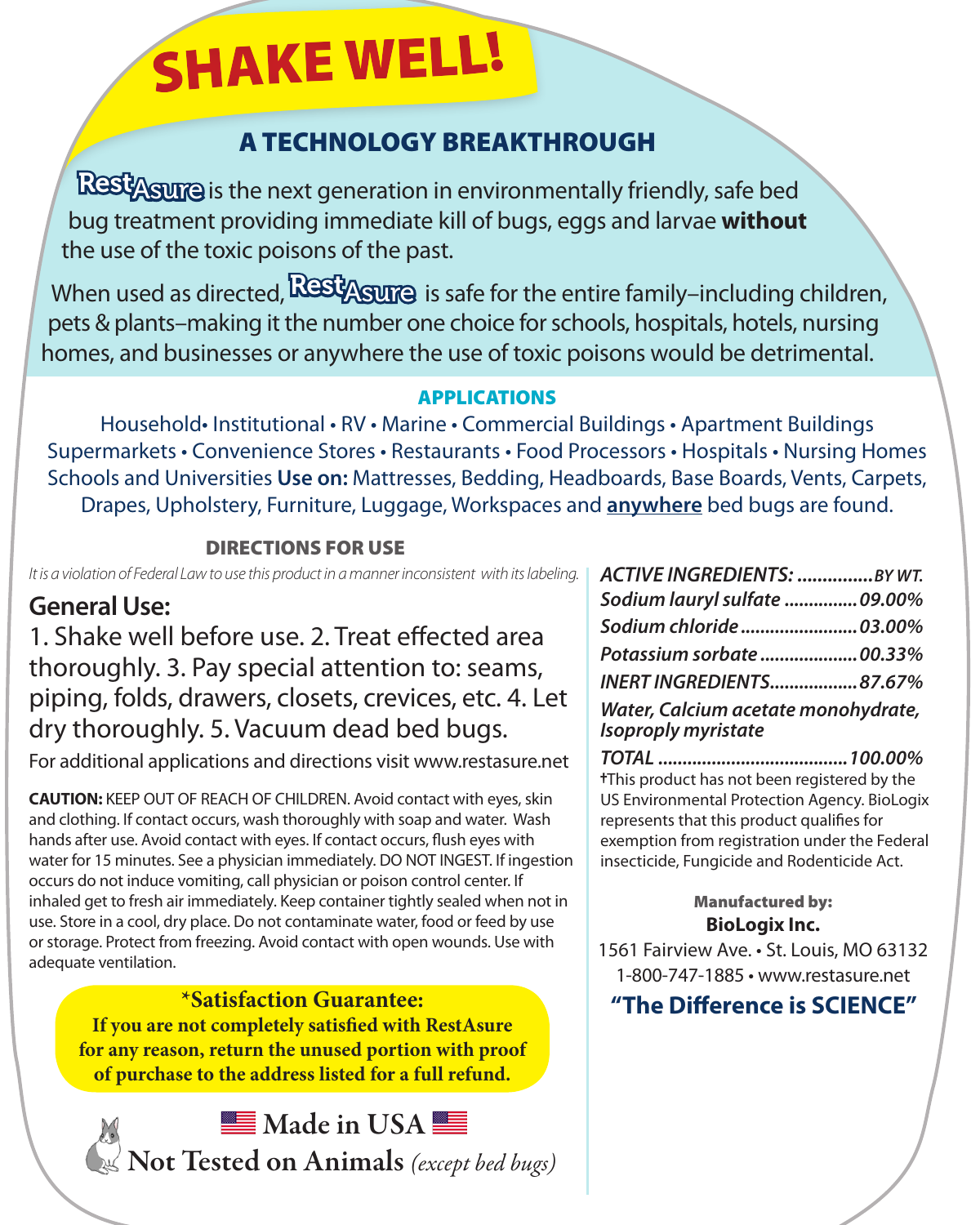# SHAKE WELL!

## A TECHNOLOGY BREAKTHROUGH

RestAsure is the next generation in environmentally friendly, safe bed bug treatment providing immediate kill of bugs, eggs and larvae **without** the use of the toxic poisons of the past.

When used as directed, RestAsure is safe for the entire family–including children, pets & plants–making it the number one choice for schools, hospitals, hotels, nursing homes, and businesses or anywhere the use of toxic poisons would be detrimental.

### APPLICATIONS

Household• Institutional • RV • Marine • Commercial Buildings • Apartment Buildings Supermarkets • Convenience Stores • Restaurants • Food Processors • Hospitals • Nursing Homes Schools and Universities **Use on:** Mattresses, Bedding, Headboards, Base Boards, Vents, Carpets, Drapes, Upholstery, Furniture, Luggage, Workspaces and **anywhere** bed bugs are found.

### DIRECTIONS FOR USE

*It is a violation of Federal Law to use this product in a manner inconsistent with its labeling.*

**General Use:**

1. Shake well before use. 2. Treat effected area thoroughly. 3. Pay special attention to: seams, piping, folds, drawers, closets, crevices, etc. 4. Let dry thoroughly. 5. Vacuum dead bed bugs.

For additional applications and directions visit www.restasure.net

**CAUTION:** KEEP OUT OF REACH OF CHILDREN. Avoid contact with eyes, skin and clothing. If contact occurs, wash thoroughly with soap and water. Wash hands after use. Avoid contact with eyes. If contact occurs, flush eyes with water for 15 minutes. See a physician immediately. DO NOT INGEST. If ingestion occurs do not induce vomiting, call physician or poison control center. If inhaled get to fresh air immediately. Keep container tightly sealed when not in use. Store in a cool, dry place. Do not contaminate water, food or feed by use or storage. Protect from freezing. Avoid contact with open wounds. Use with adequate ventilation.

**\*Satisfaction Guarantee:**
**If you are not completely satisfied with RestAsure for any reason, return the unused portion with proof of purchase to the address listed for a full refund.**

**Made in USA**
**Not Tested on Animals** *(except bed bugs)*

| *ACTIVE INGREDIENTS:* | *BY WT.* |
|---|---|
| *Sodium lauryl sulfate* | *09.00%* |
| *Sodium chloride* | *03.00%* |
| *Potassium sorbate* | *00.33%* |
| *INERT INGREDIENTS* | *87.67%* |
| *Water, Calcium acetate monohydrate, Isoproply myristate* | |
| *TOTAL* | *100.00%* |

†This product has not been registered by the US Environmental Protection Agency. BioLogix represents that this product qualifies for exemption from registration under the Federal insecticide, Fungicide and Rodenticide Act.

**Manufactured by:**
**BioLogix Inc.**
1561 Fairview Ave. • St. Louis, MO 63132
1-800-747-1885 • www.restasure.net

**"The Difference is SCIENCE"**